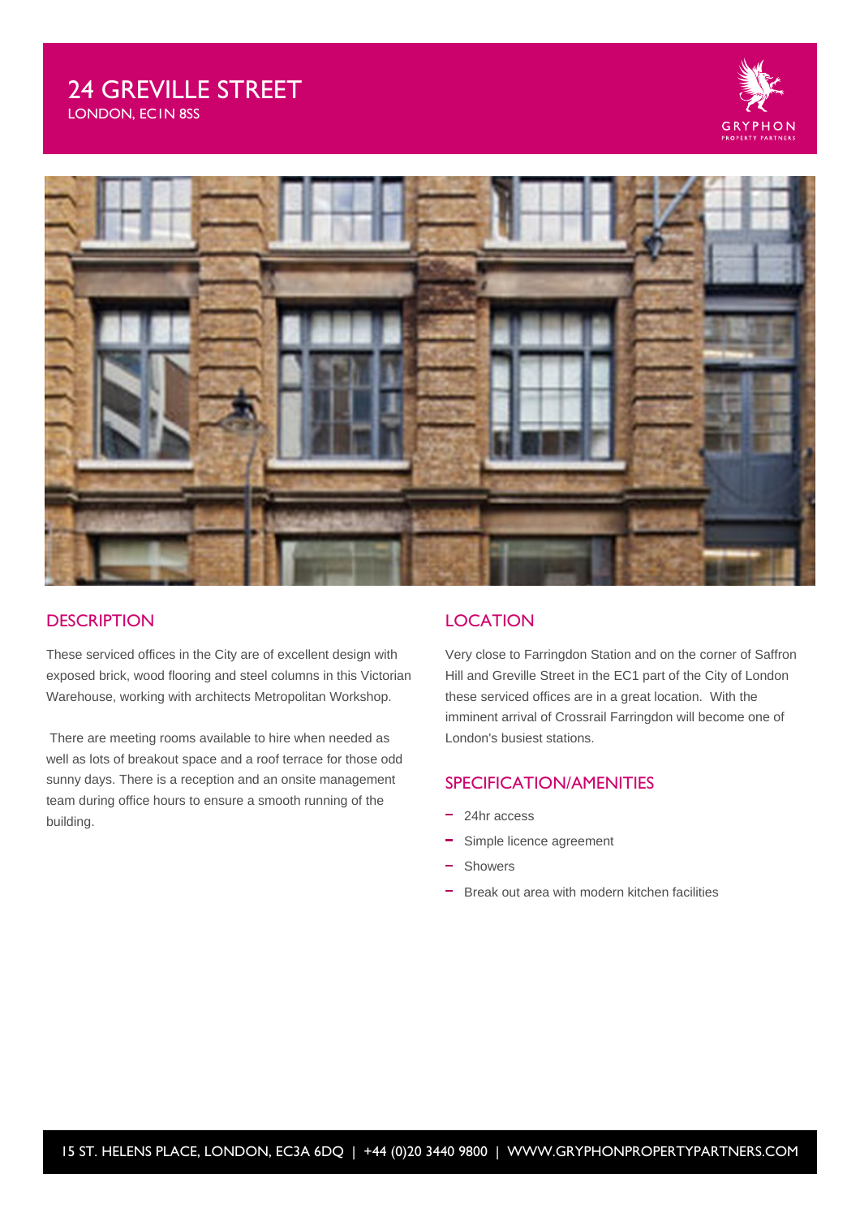# 24 GREVILLE STREET

LONDON, EC1N 8SS

GRYPHON PROPERTY PARTNERS

## DESCRIPTION

These serviced offices in the City are of excellent design with exposed brick, wood flooring and steel columns in this Victorian Warehouse, working with architects Metropolitan Workshop.

There are meeting rooms available to hire when needed as well as lots of breakout space and a roof terrace for those odd sunny days. There is a reception and an onsite management team during office hours to ensure a smooth running of the building.

## LOCATION

Very close to Farringdon Station and on the corner of Saffron Hill and Greville Street in the EC1 part of the City of London these serviced offices are in a great location. With the imminent arrival of Crossrail Farringdon will become one of London's busiest stations.

## SPECIFICATION/AMENITIES

- 24hr access
- Simple licence agreement
- Showers
- Break out area with modern kitchen facilities

15 ST. HELENS PLACE, LONDON, EC3A 6DQ | +44 (0)20 3440 9800 | WWW.GRYPHONPROPERTYPARTNERS.COM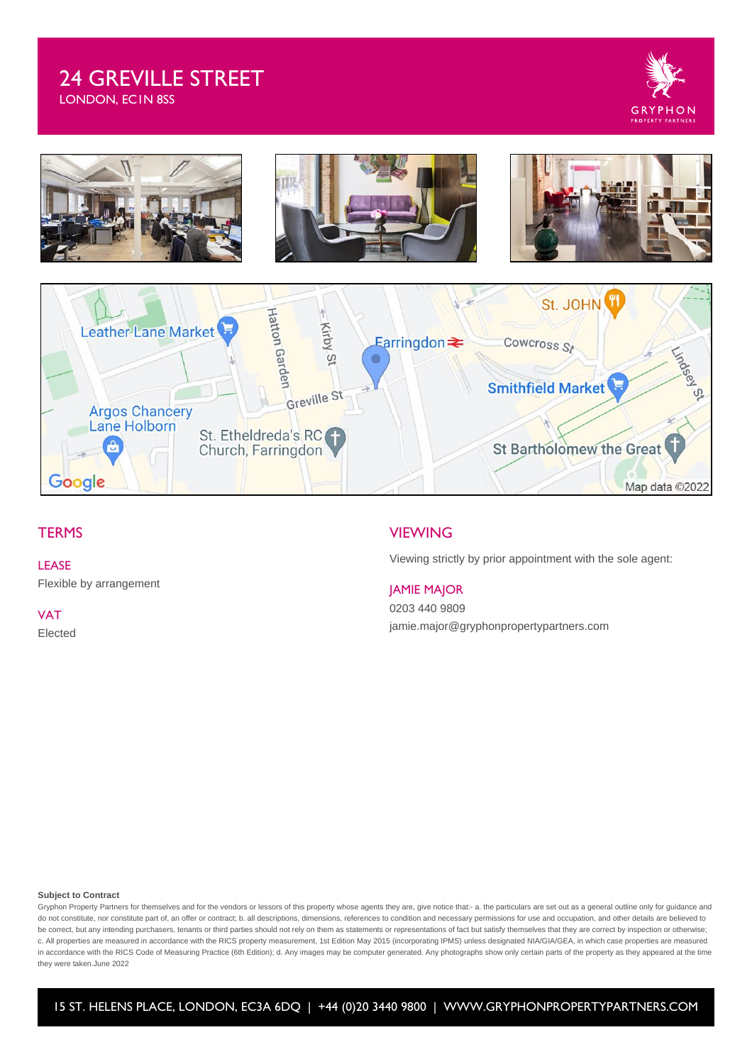# 24 GREVILLE STREET

LONDON, EC1N 8SS

## TERMS

### LEASE

Flexible by arrangement

### VAT

Elected

## VIEWING

Viewing strictly by prior appointment with the sole agent:

### JAMIE MAJOR

0203 440 9809

jamie.major@gryphonpropertypartners.com

**Subject to Contract**

Gryphon Property Partners for themselves and for the vendors or lessors of this property whose agents they are, give notice that:- a. the particulars are set out as a general outline only for guidance and do not constitute, nor constitute part of, an offer or contract; b. all descriptions, dimensions, references to condition and necessary permissions for use and occupation, and other details are believed to be correct, but any intending purchasers, tenants or third parties should not rely on them as statements or representations of fact but satisfy themselves that they are correct by inspection or otherwise; c. All properties are measured in accordance with the RICS property measurement, 1st Edition May 2015 (incorporating IPMS) unless designated NIA/GIA/GEA, in which case properties are measured in accordance with the RICS Code of Measuring Practice (6th Edition); d. Any images may be computer generated. Any photographs show only certain parts of the property as they appeared at the time they were taken.June 2022

15 ST. HELENS PLACE, LONDON, EC3A 6DQ | +44 (0)20 3440 9800 | WWW.GRYPHONPROPERTYPARTNERS.COM